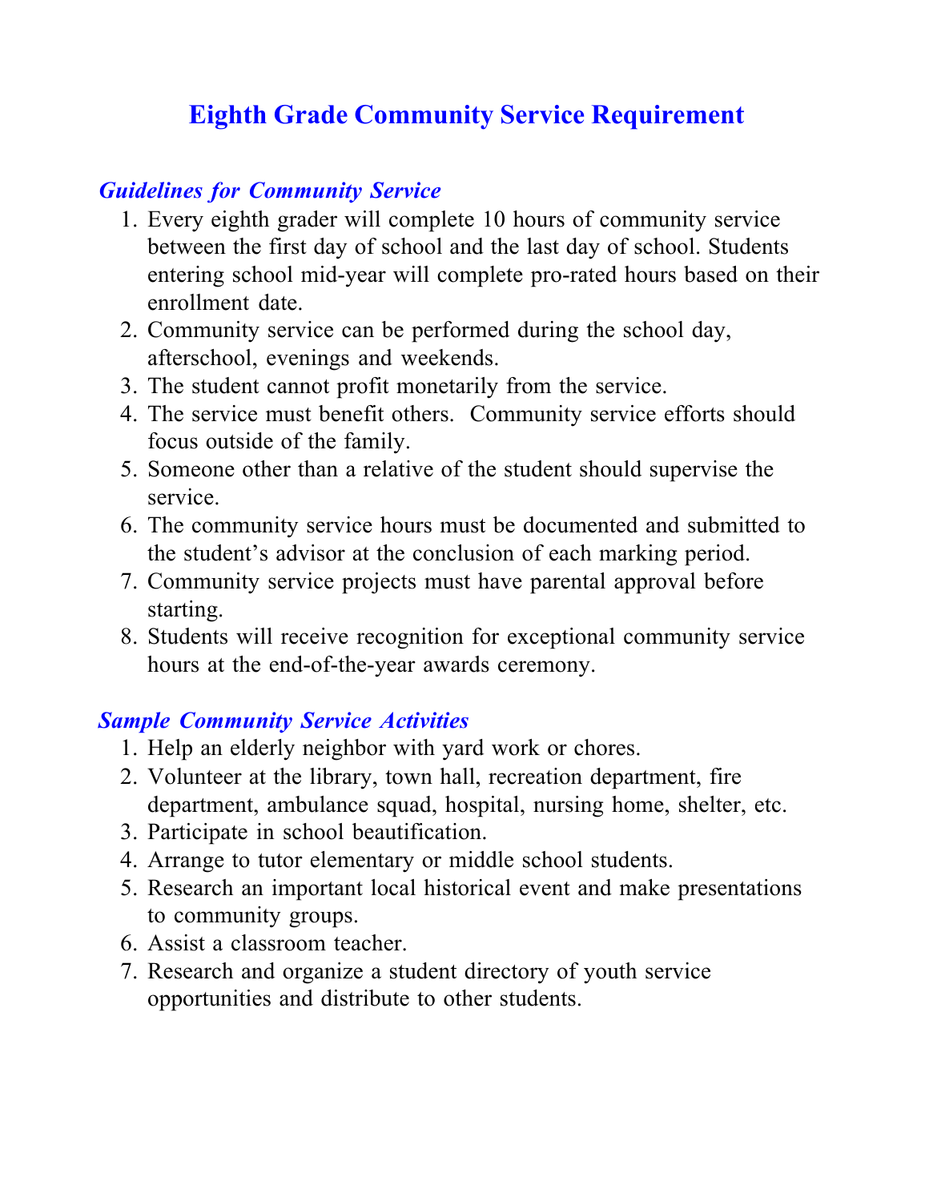# Eighth Grade Community Service Requirement

## *Guidelines for Community Service*

1. Every eighth grader will complete 10 hours of community service between the first day of school and the last day of school. Students entering school mid-year will complete pro-rated hours based on their enrollment date.
2. Community service can be performed during the school day, afterschool, evenings and weekends.
3. The student cannot profit monetarily from the service.
4. The service must benefit others. Community service efforts should focus outside of the family.
5. Someone other than a relative of the student should supervise the service.
6. The community service hours must be documented and submitted to the student's advisor at the conclusion of each marking period.
7. Community service projects must have parental approval before starting.
8. Students will receive recognition for exceptional community service hours at the end-of-the-year awards ceremony.

## *Sample Community Service Activities*

1. Help an elderly neighbor with yard work or chores.
2. Volunteer at the library, town hall, recreation department, fire department, ambulance squad, hospital, nursing home, shelter, etc.
3. Participate in school beautification.
4. Arrange to tutor elementary or middle school students.
5. Research an important local historical event and make presentations to community groups.
6. Assist a classroom teacher.
7. Research and organize a student directory of youth service opportunities and distribute to other students.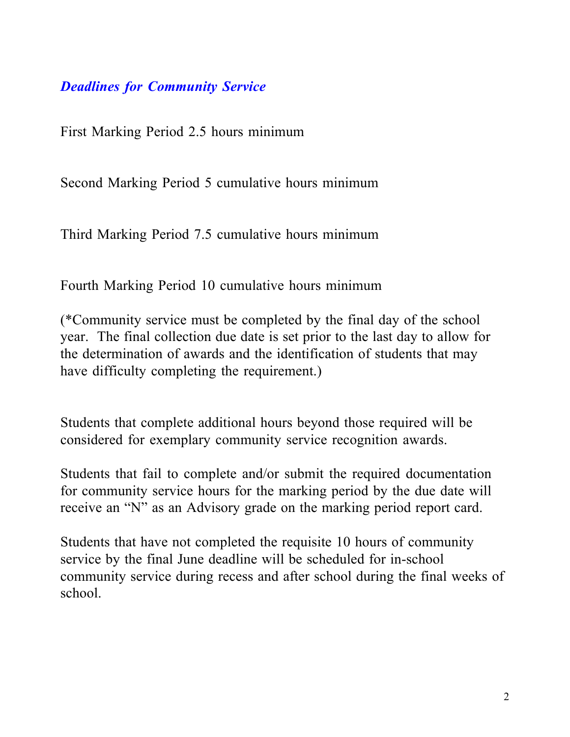### *Deadlines for Community Service*

First Marking Period 2.5 hours minimum

Second Marking Period 5 cumulative hours minimum

Third Marking Period 7.5 cumulative hours minimum

Fourth Marking Period 10 cumulative hours minimum

(*Community service must be completed by the final day of the school year. The final collection due date is set prior to the last day to allow for the determination of awards and the identification of students that may have difficulty completing the requirement.)

Students that complete additional hours beyond those required will be considered for exemplary community service recognition awards.

Students that fail to complete and/or submit the required documentation for community service hours for the marking period by the due date will receive an "N" as an Advisory grade on the marking period report card.

Students that have not completed the requisite 10 hours of community service by the final June deadline will be scheduled for in-school community service during recess and after school during the final weeks of school.